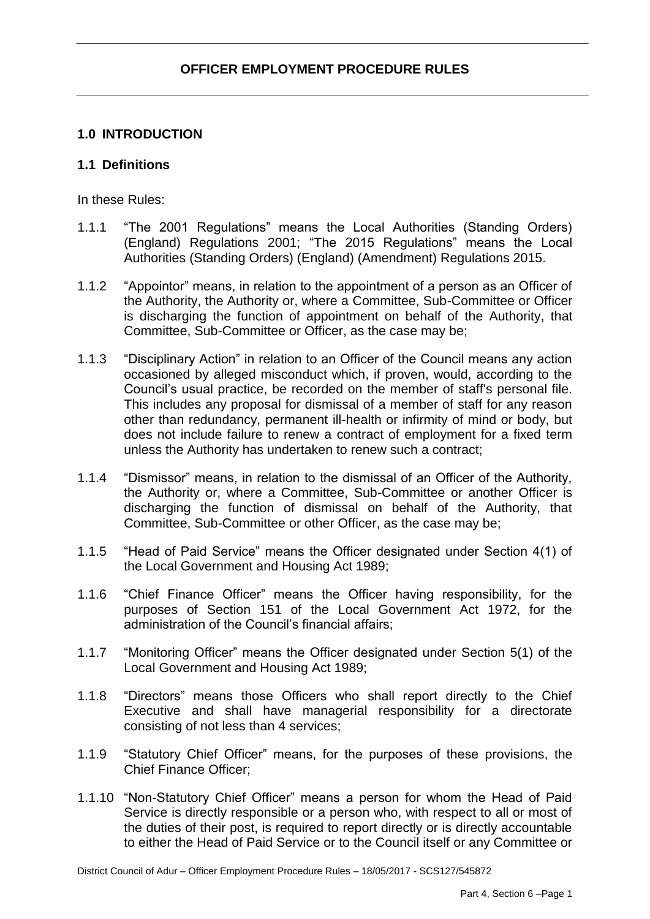# OFFICER EMPLOYMENT PROCEDURE RULES

## 1.0 INTRODUCTION

### 1.1 Definitions

In these Rules:

1.1.1 "The 2001 Regulations" means the Local Authorities (Standing Orders) (England) Regulations 2001; "The 2015 Regulations" means the Local Authorities (Standing Orders) (England) (Amendment) Regulations 2015.

1.1.2 "Appointor" means, in relation to the appointment of a person as an Officer of the Authority, the Authority or, where a Committee, Sub-Committee or Officer is discharging the function of appointment on behalf of the Authority, that Committee, Sub-Committee or Officer, as the case may be;

1.1.3 "Disciplinary Action" in relation to an Officer of the Council means any action occasioned by alleged misconduct which, if proven, would, according to the Council's usual practice, be recorded on the member of staff's personal file. This includes any proposal for dismissal of a member of staff for any reason other than redundancy, permanent ill-health or infirmity of mind or body, but does not include failure to renew a contract of employment for a fixed term unless the Authority has undertaken to renew such a contract;

1.1.4 "Dismissor" means, in relation to the dismissal of an Officer of the Authority, the Authority or, where a Committee, Sub-Committee or another Officer is discharging the function of dismissal on behalf of the Authority, that Committee, Sub-Committee or other Officer, as the case may be;

1.1.5 "Head of Paid Service" means the Officer designated under Section 4(1) of the Local Government and Housing Act 1989;

1.1.6 "Chief Finance Officer" means the Officer having responsibility, for the purposes of Section 151 of the Local Government Act 1972, for the administration of the Council's financial affairs;

1.1.7 "Monitoring Officer" means the Officer designated under Section 5(1) of the Local Government and Housing Act 1989;

1.1.8 "Directors" means those Officers who shall report directly to the Chief Executive and shall have managerial responsibility for a directorate consisting of not less than 4 services;

1.1.9 "Statutory Chief Officer" means, for the purposes of these provisions, the Chief Finance Officer;

1.1.10 "Non-Statutory Chief Officer" means a person for whom the Head of Paid Service is directly responsible or a person who, with respect to all or most of the duties of their post, is required to report directly or is directly accountable to either the Head of Paid Service or to the Council itself or any Committee or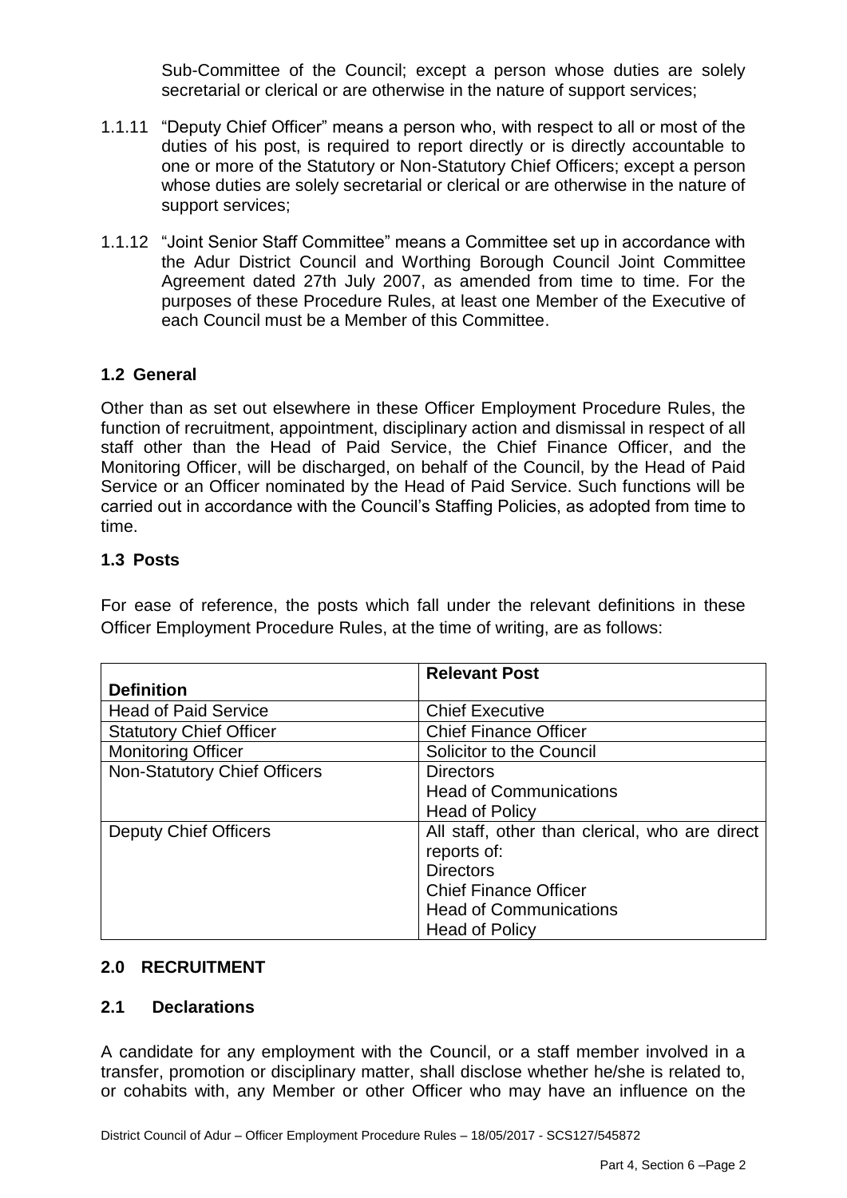Sub-Committee of the Council; except a person whose duties are solely secretarial or clerical or are otherwise in the nature of support services;

1.1.11 "Deputy Chief Officer" means a person who, with respect to all or most of the duties of his post, is required to report directly or is directly accountable to one or more of the Statutory or Non-Statutory Chief Officers; except a person whose duties are solely secretarial or clerical or are otherwise in the nature of support services;

1.1.12 "Joint Senior Staff Committee" means a Committee set up in accordance with the Adur District Council and Worthing Borough Council Joint Committee Agreement dated 27th July 2007, as amended from time to time. For the purposes of these Procedure Rules, at least one Member of the Executive of each Council must be a Member of this Committee.

### 1.2 General

Other than as set out elsewhere in these Officer Employment Procedure Rules, the function of recruitment, appointment, disciplinary action and dismissal in respect of all staff other than the Head of Paid Service, the Chief Finance Officer, and the Monitoring Officer, will be discharged, on behalf of the Council, by the Head of Paid Service or an Officer nominated by the Head of Paid Service. Such functions will be carried out in accordance with the Council's Staffing Policies, as adopted from time to time.

### 1.3 Posts

For ease of reference, the posts which fall under the relevant definitions in these Officer Employment Procedure Rules, at the time of writing, are as follows:

| Definition | Relevant Post |
|---|---|
| Head of Paid Service | Chief Executive |
| Statutory Chief Officer | Chief Finance Officer |
| Monitoring Officer | Solicitor to the Council |
| Non-Statutory Chief Officers | Directors<br>Head of Communications<br>Head of Policy |
| Deputy Chief Officers | All staff, other than clerical, who are direct reports of:<br>Directors<br>Chief Finance Officer<br>Head of Communications<br>Head of Policy |

## 2.0 RECRUITMENT

### 2.1 Declarations

A candidate for any employment with the Council, or a staff member involved in a transfer, promotion or disciplinary matter, shall disclose whether he/she is related to, or cohabits with, any Member or other Officer who may have an influence on the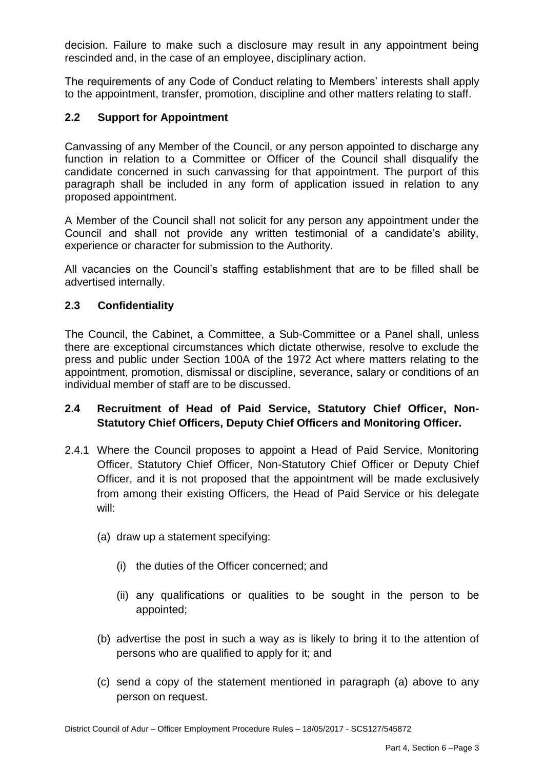decision. Failure to make such a disclosure may result in any appointment being rescinded and, in the case of an employee, disciplinary action.

The requirements of any Code of Conduct relating to Members' interests shall apply to the appointment, transfer, promotion, discipline and other matters relating to staff.

## 2.2 Support for Appointment

Canvassing of any Member of the Council, or any person appointed to discharge any function in relation to a Committee or Officer of the Council shall disqualify the candidate concerned in such canvassing for that appointment. The purport of this paragraph shall be included in any form of application issued in relation to any proposed appointment.

A Member of the Council shall not solicit for any person any appointment under the Council and shall not provide any written testimonial of a candidate's ability, experience or character for submission to the Authority.

All vacancies on the Council's staffing establishment that are to be filled shall be advertised internally.

## 2.3 Confidentiality

The Council, the Cabinet, a Committee, a Sub-Committee or a Panel shall, unless there are exceptional circumstances which dictate otherwise, resolve to exclude the press and public under Section 100A of the 1972 Act where matters relating to the appointment, promotion, dismissal or discipline, severance, salary or conditions of an individual member of staff are to be discussed.

## 2.4 Recruitment of Head of Paid Service, Statutory Chief Officer, Non-Statutory Chief Officers, Deputy Chief Officers and Monitoring Officer.

2.4.1 Where the Council proposes to appoint a Head of Paid Service, Monitoring Officer, Statutory Chief Officer, Non-Statutory Chief Officer or Deputy Chief Officer, and it is not proposed that the appointment will be made exclusively from among their existing Officers, the Head of Paid Service or his delegate will:

- (a) draw up a statement specifying:
  - (i) the duties of the Officer concerned; and
  - (ii) any qualifications or qualities to be sought in the person to be appointed;
- (b) advertise the post in such a way as is likely to bring it to the attention of persons who are qualified to apply for it; and
- (c) send a copy of the statement mentioned in paragraph (a) above to any person on request.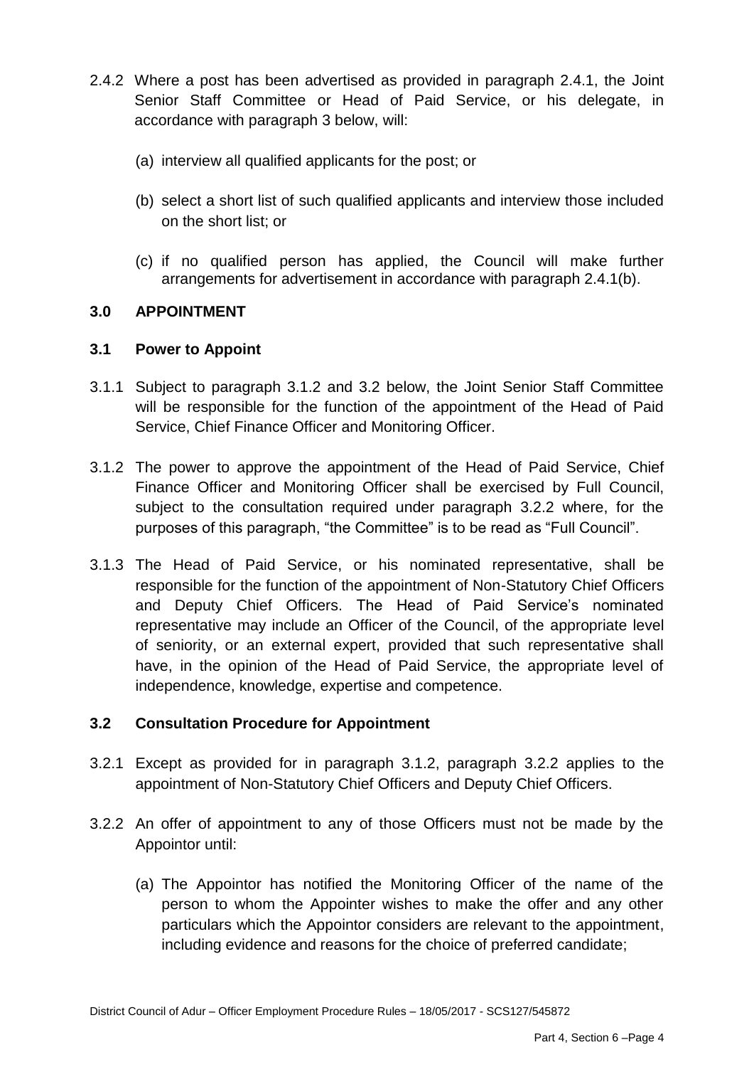2.4.2 Where a post has been advertised as provided in paragraph 2.4.1, the Joint Senior Staff Committee or Head of Paid Service, or his delegate, in accordance with paragraph 3 below, will:

(a) interview all qualified applicants for the post; or

(b) select a short list of such qualified applicants and interview those included on the short list; or

(c) if no qualified person has applied, the Council will make further arrangements for advertisement in accordance with paragraph 2.4.1(b).

## 3.0 APPOINTMENT

### 3.1 Power to Appoint

3.1.1 Subject to paragraph 3.1.2 and 3.2 below, the Joint Senior Staff Committee will be responsible for the function of the appointment of the Head of Paid Service, Chief Finance Officer and Monitoring Officer.

3.1.2 The power to approve the appointment of the Head of Paid Service, Chief Finance Officer and Monitoring Officer shall be exercised by Full Council, subject to the consultation required under paragraph 3.2.2 where, for the purposes of this paragraph, "the Committee" is to be read as "Full Council".

3.1.3 The Head of Paid Service, or his nominated representative, shall be responsible for the function of the appointment of Non-Statutory Chief Officers and Deputy Chief Officers. The Head of Paid Service's nominated representative may include an Officer of the Council, of the appropriate level of seniority, or an external expert, provided that such representative shall have, in the opinion of the Head of Paid Service, the appropriate level of independence, knowledge, expertise and competence.

### 3.2 Consultation Procedure for Appointment

3.2.1 Except as provided for in paragraph 3.1.2, paragraph 3.2.2 applies to the appointment of Non-Statutory Chief Officers and Deputy Chief Officers.

3.2.2 An offer of appointment to any of those Officers must not be made by the Appointor until:

(a) The Appointor has notified the Monitoring Officer of the name of the person to whom the Appointer wishes to make the offer and any other particulars which the Appointor considers are relevant to the appointment, including evidence and reasons for the choice of preferred candidate;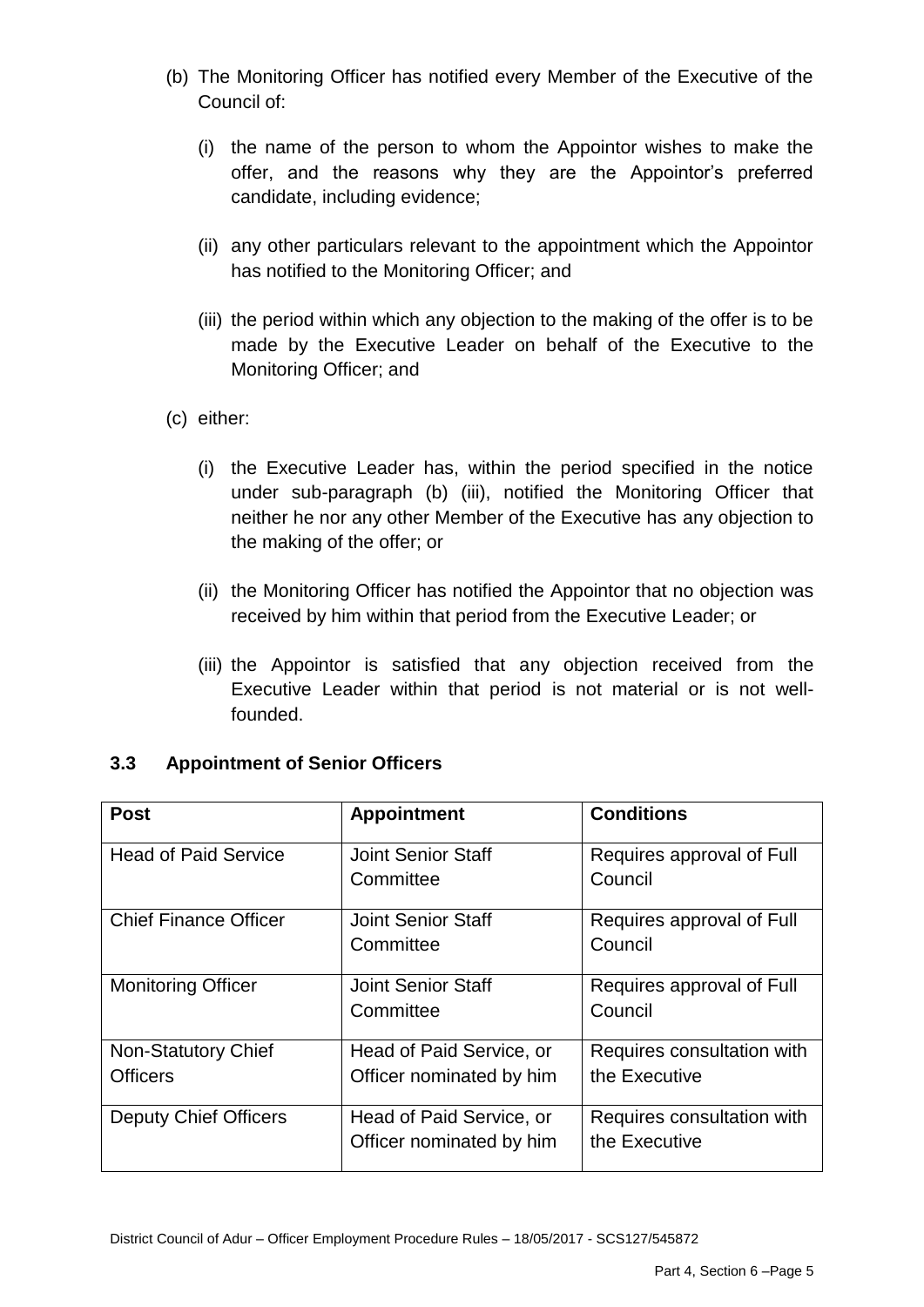(b) The Monitoring Officer has notified every Member of the Executive of the Council of:

   (i) the name of the person to whom the Appointor wishes to make the offer, and the reasons why they are the Appointor's preferred candidate, including evidence;

   (ii) any other particulars relevant to the appointment which the Appointor has notified to the Monitoring Officer; and

   (iii) the period within which any objection to the making of the offer is to be made by the Executive Leader on behalf of the Executive to the Monitoring Officer; and

(c) either:

   (i) the Executive Leader has, within the period specified in the notice under sub-paragraph (b) (iii), notified the Monitoring Officer that neither he nor any other Member of the Executive has any objection to the making of the offer; or

   (ii) the Monitoring Officer has notified the Appointor that no objection was received by him within that period from the Executive Leader; or

   (iii) the Appointor is satisfied that any objection received from the Executive Leader within that period is not material or is not well-founded.

### 3.3 Appointment of Senior Officers

| Post | Appointment | Conditions |
|---|---|---|
| Head of Paid Service | Joint Senior Staff Committee | Requires approval of Full Council |
| Chief Finance Officer | Joint Senior Staff Committee | Requires approval of Full Council |
| Monitoring Officer | Joint Senior Staff Committee | Requires approval of Full Council |
| Non-Statutory Chief Officers | Head of Paid Service, or Officer nominated by him | Requires consultation with the Executive |
| Deputy Chief Officers | Head of Paid Service, or Officer nominated by him | Requires consultation with the Executive |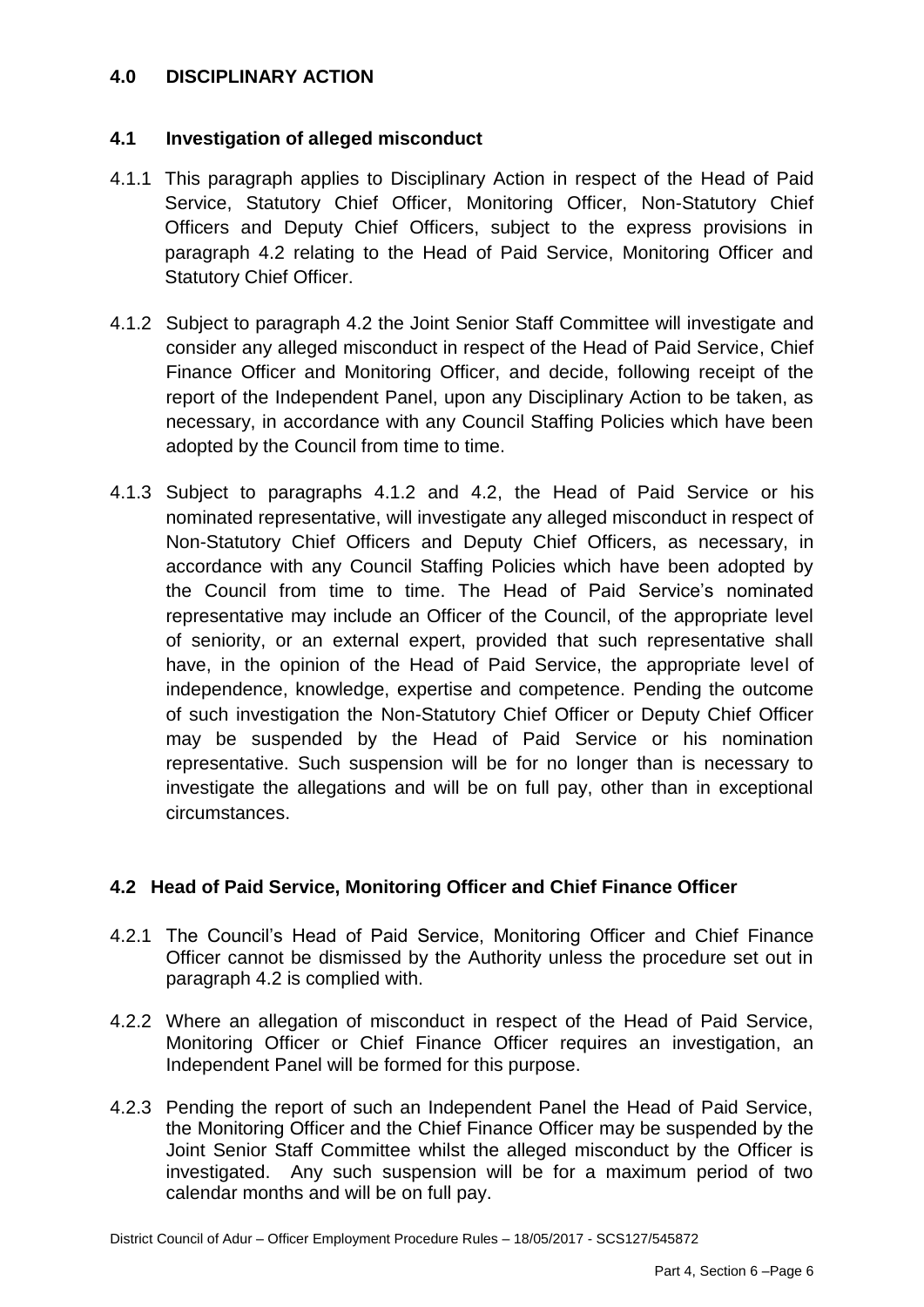## 4.0 DISCIPLINARY ACTION

### 4.1 Investigation of alleged misconduct

4.1.1 This paragraph applies to Disciplinary Action in respect of the Head of Paid Service, Statutory Chief Officer, Monitoring Officer, Non-Statutory Chief Officers and Deputy Chief Officers, subject to the express provisions in paragraph 4.2 relating to the Head of Paid Service, Monitoring Officer and Statutory Chief Officer.

4.1.2 Subject to paragraph 4.2 the Joint Senior Staff Committee will investigate and consider any alleged misconduct in respect of the Head of Paid Service, Chief Finance Officer and Monitoring Officer, and decide, following receipt of the report of the Independent Panel, upon any Disciplinary Action to be taken, as necessary, in accordance with any Council Staffing Policies which have been adopted by the Council from time to time.

4.1.3 Subject to paragraphs 4.1.2 and 4.2, the Head of Paid Service or his nominated representative, will investigate any alleged misconduct in respect of Non-Statutory Chief Officers and Deputy Chief Officers, as necessary, in accordance with any Council Staffing Policies which have been adopted by the Council from time to time. The Head of Paid Service's nominated representative may include an Officer of the Council, of the appropriate level of seniority, or an external expert, provided that such representative shall have, in the opinion of the Head of Paid Service, the appropriate level of independence, knowledge, expertise and competence. Pending the outcome of such investigation the Non-Statutory Chief Officer or Deputy Chief Officer may be suspended by the Head of Paid Service or his nomination representative. Such suspension will be for no longer than is necessary to investigate the allegations and will be on full pay, other than in exceptional circumstances.

### 4.2 Head of Paid Service, Monitoring Officer and Chief Finance Officer

4.2.1 The Council's Head of Paid Service, Monitoring Officer and Chief Finance Officer cannot be dismissed by the Authority unless the procedure set out in paragraph 4.2 is complied with.

4.2.2 Where an allegation of misconduct in respect of the Head of Paid Service, Monitoring Officer or Chief Finance Officer requires an investigation, an Independent Panel will be formed for this purpose.

4.2.3 Pending the report of such an Independent Panel the Head of Paid Service, the Monitoring Officer and the Chief Finance Officer may be suspended by the Joint Senior Staff Committee whilst the alleged misconduct by the Officer is investigated. Any such suspension will be for a maximum period of two calendar months and will be on full pay.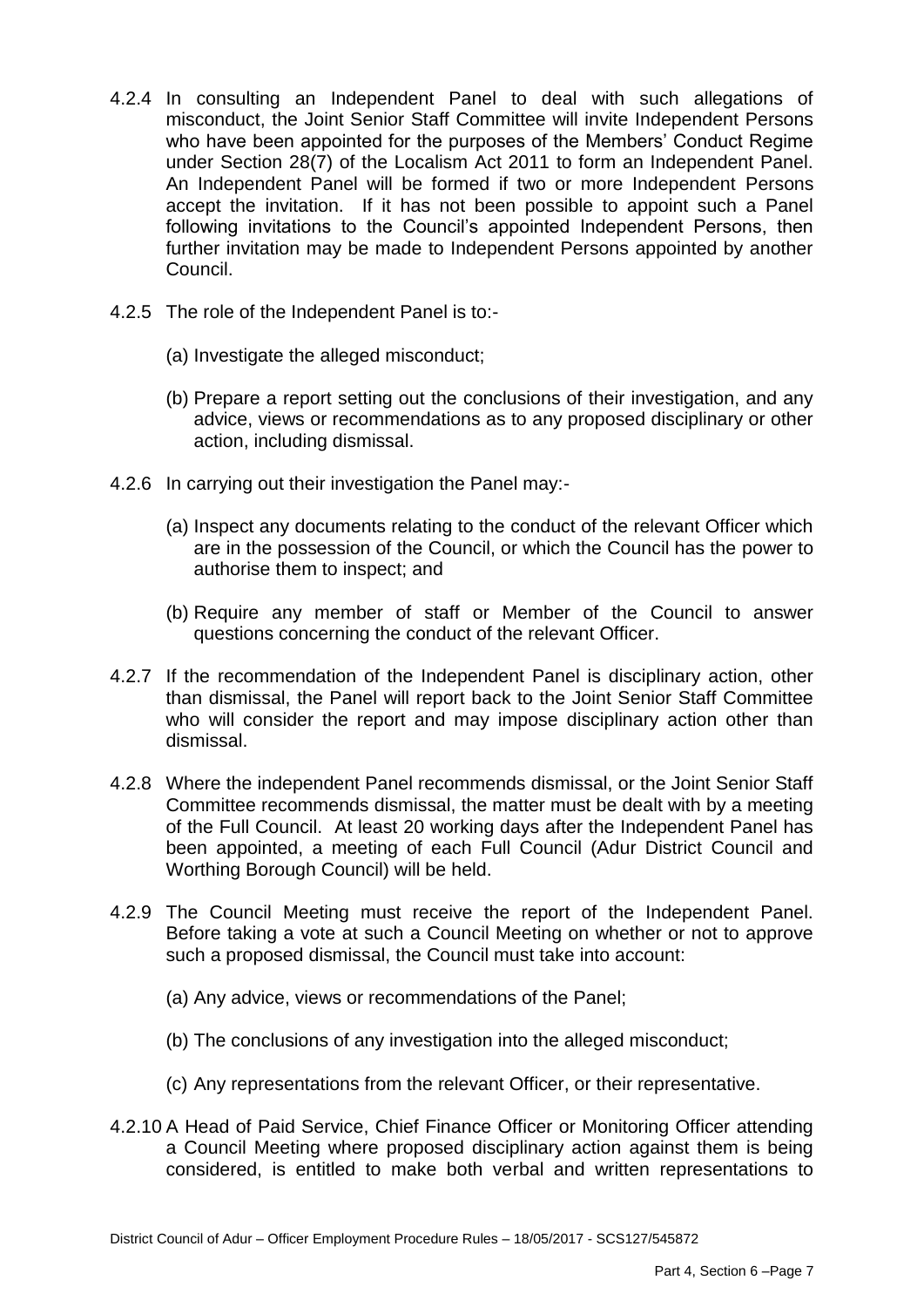4.2.4 In consulting an Independent Panel to deal with such allegations of misconduct, the Joint Senior Staff Committee will invite Independent Persons who have been appointed for the purposes of the Members' Conduct Regime under Section 28(7) of the Localism Act 2011 to form an Independent Panel. An Independent Panel will be formed if two or more Independent Persons accept the invitation. If it has not been possible to appoint such a Panel following invitations to the Council's appointed Independent Persons, then further invitation may be made to Independent Persons appointed by another Council.

4.2.5 The role of the Independent Panel is to:-

(a) Investigate the alleged misconduct;

(b) Prepare a report setting out the conclusions of their investigation, and any advice, views or recommendations as to any proposed disciplinary or other action, including dismissal.

4.2.6 In carrying out their investigation the Panel may:-

(a) Inspect any documents relating to the conduct of the relevant Officer which are in the possession of the Council, or which the Council has the power to authorise them to inspect; and

(b) Require any member of staff or Member of the Council to answer questions concerning the conduct of the relevant Officer.

4.2.7 If the recommendation of the Independent Panel is disciplinary action, other than dismissal, the Panel will report back to the Joint Senior Staff Committee who will consider the report and may impose disciplinary action other than dismissal.

4.2.8 Where the independent Panel recommends dismissal, or the Joint Senior Staff Committee recommends dismissal, the matter must be dealt with by a meeting of the Full Council. At least 20 working days after the Independent Panel has been appointed, a meeting of each Full Council (Adur District Council and Worthing Borough Council) will be held.

4.2.9 The Council Meeting must receive the report of the Independent Panel. Before taking a vote at such a Council Meeting on whether or not to approve such a proposed dismissal, the Council must take into account:

(a) Any advice, views or recommendations of the Panel;

(b) The conclusions of any investigation into the alleged misconduct;

(c) Any representations from the relevant Officer, or their representative.

4.2.10 A Head of Paid Service, Chief Finance Officer or Monitoring Officer attending a Council Meeting where proposed disciplinary action against them is being considered, is entitled to make both verbal and written representations to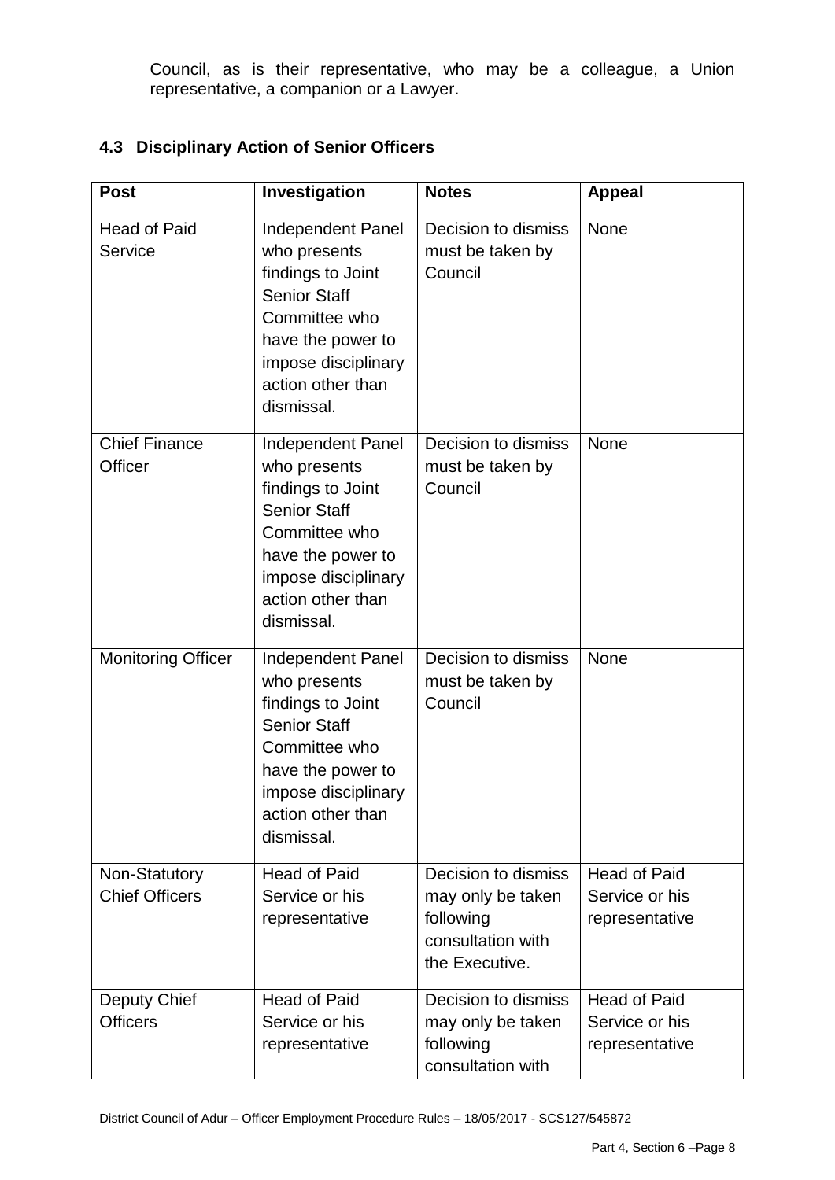Council, as is their representative, who may be a colleague, a Union representative, a companion or a Lawyer.

### 4.3 Disciplinary Action of Senior Officers

| Post | Investigation | Notes | Appeal |
|---|---|---|---|
| Head of Paid Service | Independent Panel who presents findings to Joint Senior Staff Committee who have the power to impose disciplinary action other than dismissal. | Decision to dismiss must be taken by Council | None |
| Chief Finance Officer | Independent Panel who presents findings to Joint Senior Staff Committee who have the power to impose disciplinary action other than dismissal. | Decision to dismiss must be taken by Council | None |
| Monitoring Officer | Independent Panel who presents findings to Joint Senior Staff Committee who have the power to impose disciplinary action other than dismissal. | Decision to dismiss must be taken by Council | None |
| Non-Statutory Chief Officers | Head of Paid Service or his representative | Decision to dismiss may only be taken following consultation with the Executive. | Head of Paid Service or his representative |
| Deputy Chief Officers | Head of Paid Service or his representative | Decision to dismiss may only be taken following consultation with | Head of Paid Service or his representative |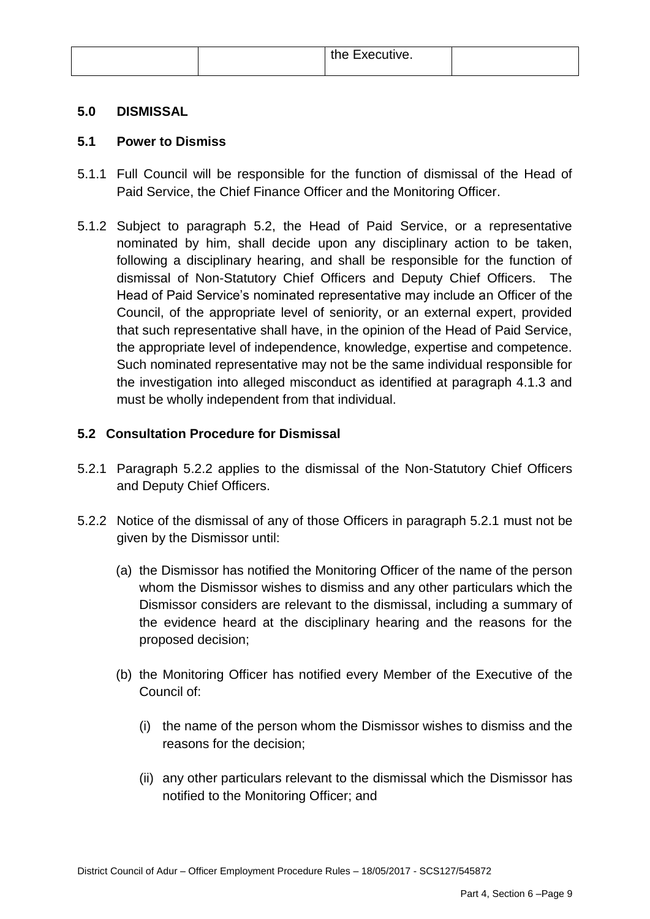|  |  | the Executive. |  |
| --- | --- | --- | --- |

## 5.0 DISMISSAL

### 5.1 Power to Dismiss

5.1.1 Full Council will be responsible for the function of dismissal of the Head of Paid Service, the Chief Finance Officer and the Monitoring Officer.

5.1.2 Subject to paragraph 5.2, the Head of Paid Service, or a representative nominated by him, shall decide upon any disciplinary action to be taken, following a disciplinary hearing, and shall be responsible for the function of dismissal of Non-Statutory Chief Officers and Deputy Chief Officers. The Head of Paid Service's nominated representative may include an Officer of the Council, of the appropriate level of seniority, or an external expert, provided that such representative shall have, in the opinion of the Head of Paid Service, the appropriate level of independence, knowledge, expertise and competence. Such nominated representative may not be the same individual responsible for the investigation into alleged misconduct as identified at paragraph 4.1.3 and must be wholly independent from that individual.

### 5.2 Consultation Procedure for Dismissal

5.2.1 Paragraph 5.2.2 applies to the dismissal of the Non-Statutory Chief Officers and Deputy Chief Officers.

5.2.2 Notice of the dismissal of any of those Officers in paragraph 5.2.1 must not be given by the Dismissor until:

(a) the Dismissor has notified the Monitoring Officer of the name of the person whom the Dismissor wishes to dismiss and any other particulars which the Dismissor considers are relevant to the dismissal, including a summary of the evidence heard at the disciplinary hearing and the reasons for the proposed decision;

(b) the Monitoring Officer has notified every Member of the Executive of the Council of:

(i) the name of the person whom the Dismissor wishes to dismiss and the reasons for the decision;

(ii) any other particulars relevant to the dismissal which the Dismissor has notified to the Monitoring Officer; and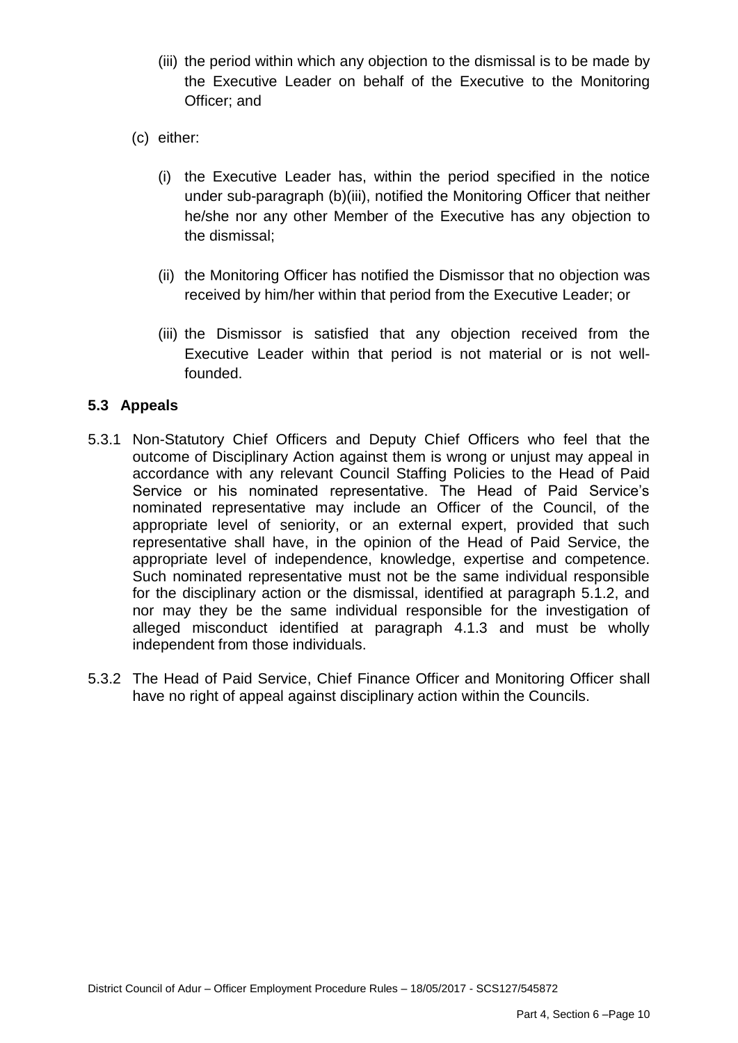(iii) the period within which any objection to the dismissal is to be made by the Executive Leader on behalf of the Executive to the Monitoring Officer; and

(c) either:

(i) the Executive Leader has, within the period specified in the notice under sub-paragraph (b)(iii), notified the Monitoring Officer that neither he/she nor any other Member of the Executive has any objection to the dismissal;

(ii) the Monitoring Officer has notified the Dismissor that no objection was received by him/her within that period from the Executive Leader; or

(iii) the Dismissor is satisfied that any objection received from the Executive Leader within that period is not material or is not well-founded.

### 5.3 Appeals

5.3.1 Non-Statutory Chief Officers and Deputy Chief Officers who feel that the outcome of Disciplinary Action against them is wrong or unjust may appeal in accordance with any relevant Council Staffing Policies to the Head of Paid Service or his nominated representative. The Head of Paid Service's nominated representative may include an Officer of the Council, of the appropriate level of seniority, or an external expert, provided that such representative shall have, in the opinion of the Head of Paid Service, the appropriate level of independence, knowledge, expertise and competence. Such nominated representative must not be the same individual responsible for the disciplinary action or the dismissal, identified at paragraph 5.1.2, and nor may they be the same individual responsible for the investigation of alleged misconduct identified at paragraph 4.1.3 and must be wholly independent from those individuals.

5.3.2 The Head of Paid Service, Chief Finance Officer and Monitoring Officer shall have no right of appeal against disciplinary action within the Councils.